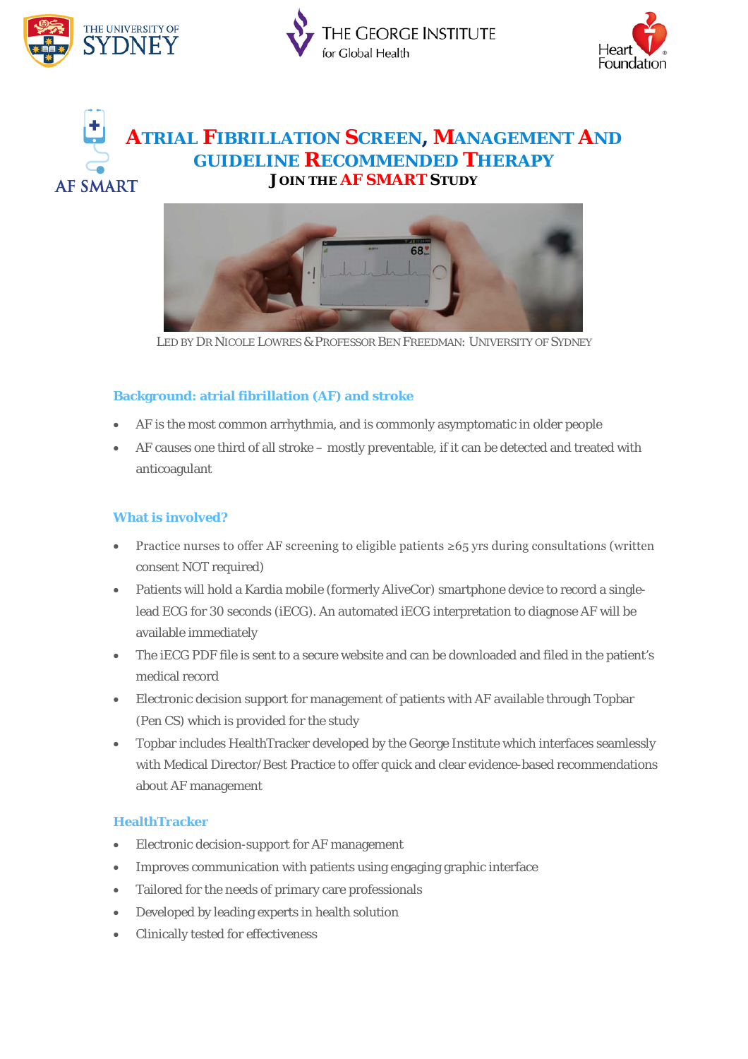# Atrial Fibrillation Screen, Management and Guideline Recommended Therapy

**Join the AF SMART Study**

AF SMART

Led by Dr Nicole Lowres & Professor Ben Freedman: University of Sydney

## Background: atrial fibrillation (AF) and stroke

- AF is the most common arrhythmia, and is commonly asymptomatic in older people
- AF causes one third of all stroke – mostly preventable, if it can be detected and treated with anticoagulant

## What is involved?

- Practice nurses to offer AF screening to eligible patients ≥65 yrs during consultations (written consent NOT required)
- Patients will hold a Kardia mobile (formerly AliveCor) smartphone device to record a single-lead ECG for 30 seconds (iECG). An automated iECG interpretation to diagnose AF will be available immediately
- The iECG PDF file is sent to a secure website and can be downloaded and filed in the patient's medical record
- Electronic decision support for management of patients with AF available through Topbar (Pen CS) which is provided for the study
- Topbar includes HealthTracker developed by the George Institute which interfaces seamlessly with Medical Director/Best Practice to offer quick and clear evidence-based recommendations about AF management

## HealthTracker

- Electronic decision-support for AF management
- Improves communication with patients using engaging graphic interface
- Tailored for the needs of primary care professionals
- Developed by leading experts in health solution
- Clinically tested for effectiveness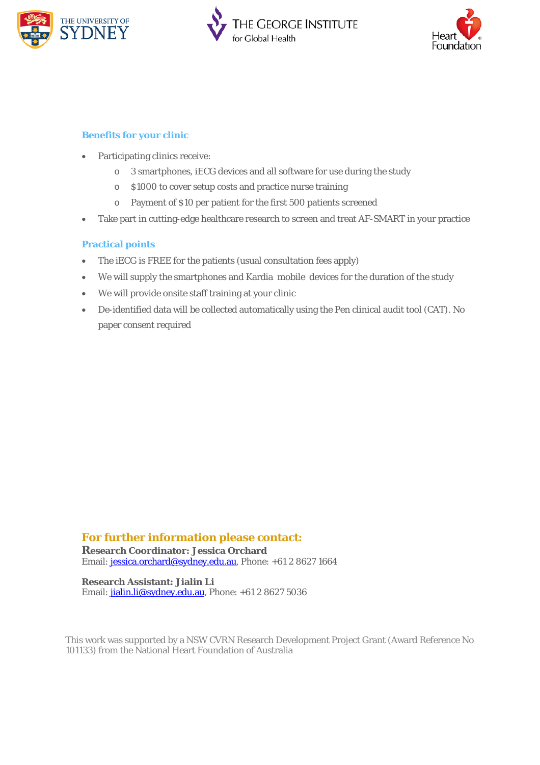### Benefits for your clinic

- Participating clinics receive:
  - 3 smartphones, iECG devices and all software for use during the study
  - $1000 to cover setup costs and practice nurse training
  - Payment of $10 per patient for the first 500 patients screened
- Take part in cutting-edge healthcare research to screen and treat AF-SMART in your practice

### Practical points

- The iECG is FREE for the patients (usual consultation fees apply)
- We will supply the smartphones and Kardia mobile devices for the duration of the study
- We will provide onsite staff training at your clinic
- De-identified data will be collected automatically using the Pen clinical audit tool (CAT). No paper consent required

## For further information please contact:

**Research Coordinator: Jessica Orchard**
Email: jessica.orchard@sydney.edu.au, Phone: +61 2 8627 1664

**Research Assistant: Jialin Li**
Email: jialin.li@sydney.edu.au, Phone: +61 2 8627 5036

This work was supported by a NSW CVRN Research Development Project Grant (Award Reference No 101133) from the National Heart Foundation of Australia